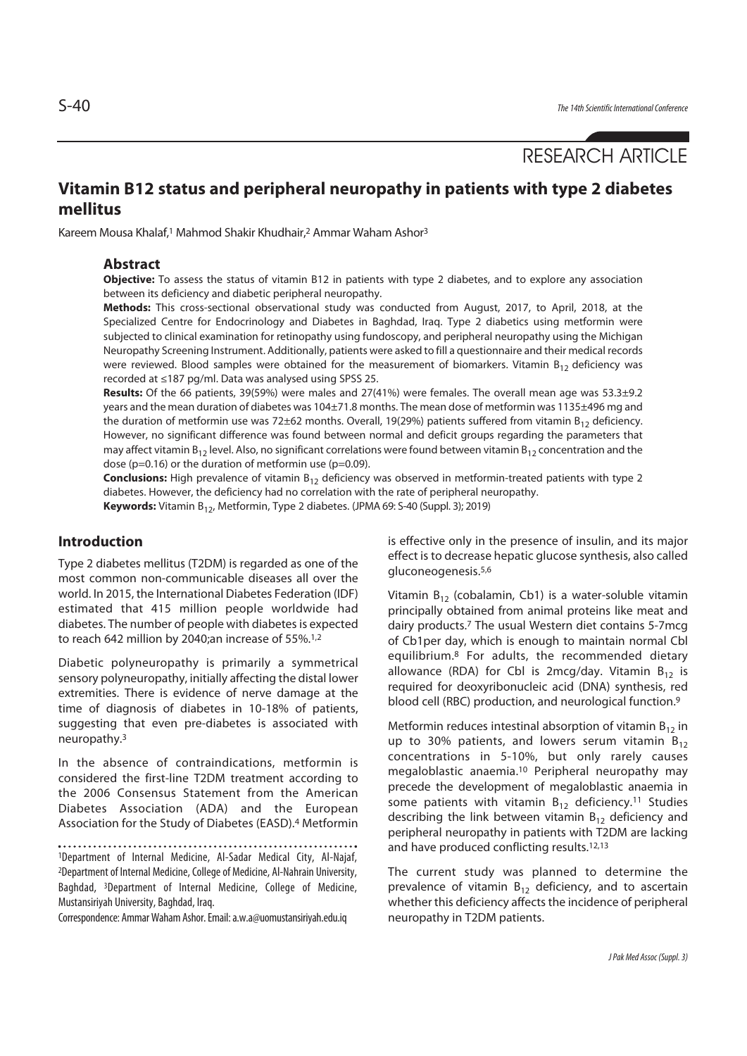RESEARCH ARTICLE

# Vitamin B12 status and peripheral neuropathy in patients with type 2 diabetes mellitus

Kareem Mousa Khalaf,[1] Mahmod Shakir Khudhair,[2] Ammar Waham Ashor[3]

## Abstract

**Objective:** To assess the status of vitamin B12 in patients with type 2 diabetes, and to explore any association between its deficiency and diabetic peripheral neuropathy.

**Methods:** This cross-sectional observational study was conducted from August, 2017, to April, 2018, at the Specialized Centre for Endocrinology and Diabetes in Baghdad, Iraq. Type 2 diabetics using metformin were subjected to clinical examination for retinopathy using fundoscopy, and peripheral neuropathy using the Michigan Neuropathy Screening Instrument. Additionally, patients were asked to fill a questionnaire and their medical records were reviewed. Blood samples were obtained for the measurement of biomarkers. Vitamin $B_{12}$ deficiency was recorded at ≤187 pg/ml. Data was analysed using SPSS 25.

**Results:** Of the 66 patients, 39(59%) were males and 27(41%) were females. The overall mean age was 53.3±9.2 years and the mean duration of diabetes was 104±71.8 months. The mean dose of metformin was 1135±496 mg and the duration of metformin use was 72±62 months. Overall, 19(29%) patients suffered from vitamin $B_{12}$ deficiency. However, no significant difference was found between normal and deficit groups regarding the parameters that may affect vitamin $B_{12}$ level. Also, no significant correlations were found between vitamin $B_{12}$ concentration and the dose (p=0.16) or the duration of metformin use (p=0.09).

**Conclusions:** High prevalence of vitamin $B_{12}$ deficiency was observed in metformin-treated patients with type 2 diabetes. However, the deficiency had no correlation with the rate of peripheral neuropathy.

**Keywords:** Vitamin $B_{12}$, Metformin, Type 2 diabetes. (JPMA 69: S-40 (Suppl. 3); 2019)

## Introduction

Type 2 diabetes mellitus (T2DM) is regarded as one of the most common non-communicable diseases all over the world. In 2015, the International Diabetes Federation (IDF) estimated that 415 million people worldwide had diabetes. The number of people with diabetes is expected to reach 642 million by 2040;an increase of 55%.[1,2]

Diabetic polyneuropathy is primarily a symmetrical sensory polyneuropathy, initially affecting the distal lower extremities. There is evidence of nerve damage at the time of diagnosis of diabetes in 10-18% of patients, suggesting that even pre-diabetes is associated with neuropathy.[3]

In the absence of contraindications, metformin is considered the first-line T2DM treatment according to the 2006 Consensus Statement from the American Diabetes Association (ADA) and the European Association for the Study of Diabetes (EASD).[4] Metformin is effective only in the presence of insulin, and its major effect is to decrease hepatic glucose synthesis, also called gluconeogenesis.[5,6]

Vitamin $B_{12}$ (cobalamin, Cb1) is a water-soluble vitamin principally obtained from animal proteins like meat and dairy products.[7] The usual Western diet contains 5-7mcg of Cb1per day, which is enough to maintain normal Cbl equilibrium.[8] For adults, the recommended dietary allowance (RDA) for Cbl is 2mcg/day. Vitamin $B_{12}$ is required for deoxyribonucleic acid (DNA) synthesis, red blood cell (RBC) production, and neurological function.[9]

Metformin reduces intestinal absorption of vitamin $B_{12}$ in up to 30% patients, and lowers serum vitamin $B_{12}$ concentrations in 5-10%, but only rarely causes megaloblastic anaemia.[10] Peripheral neuropathy may precede the development of megaloblastic anaemia in some patients with vitamin $B_{12}$ deficiency.[11] Studies describing the link between vitamin $B_{12}$ deficiency and peripheral neuropathy in patients with T2DM are lacking and have produced conflicting results.[12,13]

The current study was planned to determine the prevalence of vitamin $B_{12}$ deficiency, and to ascertain whether this deficiency affects the incidence of peripheral neuropathy in T2DM patients.

---

[1]Department of Internal Medicine, Al-Sadar Medical City, Al-Najaf, [2]Department of Internal Medicine, College of Medicine, Al-Nahrain University, Baghdad, [3]Department of Internal Medicine, College of Medicine, Mustansiriyah University, Baghdad, Iraq.

Correspondence: Ammar Waham Ashor. Email: a.w.a@uomustansiriyah.edu.iq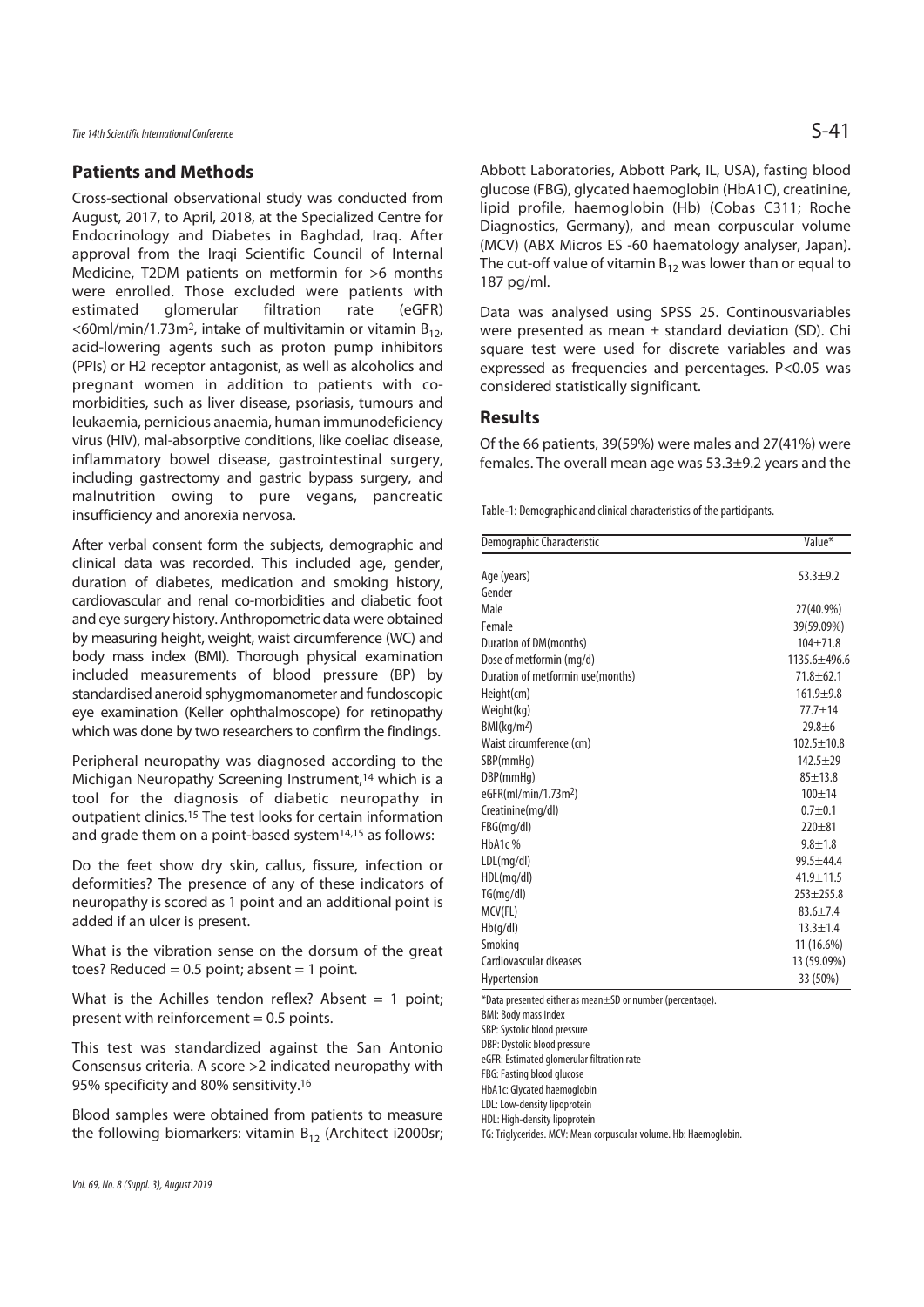## Patients and Methods

Cross-sectional observational study was conducted from August, 2017, to April, 2018, at the Specialized Centre for Endocrinology and Diabetes in Baghdad, Iraq. After approval from the Iraqi Scientific Council of Internal Medicine, T2DM patients on metformin for >6 months were enrolled. Those excluded were patients with estimated glomerular filtration rate (eGFR) <60ml/min/1.73m$^2$, intake of multivitamin or vitamin $B_{12}$, acid-lowering agents such as proton pump inhibitors (PPIs) or H2 receptor antagonist, as well as alcoholics and pregnant women in addition to patients with co-morbidities, such as liver disease, psoriasis, tumours and leukaemia, pernicious anaemia, human immunodeficiency virus (HIV), mal-absorptive conditions, like coeliac disease, inflammatory bowel disease, gastrointestinal surgery, including gastrectomy and gastric bypass surgery, and malnutrition owing to pure vegans, pancreatic insufficiency and anorexia nervosa.

After verbal consent form the subjects, demographic and clinical data was recorded. This included age, gender, duration of diabetes, medication and smoking history, cardiovascular and renal co-morbidities and diabetic foot and eye surgery history. Anthropometric data were obtained by measuring height, weight, waist circumference (WC) and body mass index (BMI). Thorough physical examination included measurements of blood pressure (BP) by standardised aneroid sphygmomanometer and fundoscopic eye examination (Keller ophthalmoscope) for retinopathy which was done by two researchers to confirm the findings.

Peripheral neuropathy was diagnosed according to the Michigan Neuropathy Screening Instrument,[14] which is a tool for the diagnosis of diabetic neuropathy in outpatient clinics.[15] The test looks for certain information and grade them on a point-based system[14,15] as follows:

Do the feet show dry skin, callus, fissure, infection or deformities? The presence of any of these indicators of neuropathy is scored as 1 point and an additional point is added if an ulcer is present.

What is the vibration sense on the dorsum of the great toes? Reduced = 0.5 point; absent = 1 point.

What is the Achilles tendon reflex? Absent = 1 point; present with reinforcement = 0.5 points.

This test was standardized against the San Antonio Consensus criteria. A score >2 indicated neuropathy with 95% specificity and 80% sensitivity.[16]

Blood samples were obtained from patients to measure the following biomarkers: vitamin $B_{12}$ (Architect i2000sr; Abbott Laboratories, Abbott Park, IL, USA), fasting blood glucose (FBG), glycated haemoglobin (HbA1C), creatinine, lipid profile, haemoglobin (Hb) (Cobas C311; Roche Diagnostics, Germany), and mean corpuscular volume (MCV) (ABX Micros ES -60 haematology analyser, Japan). The cut-off value of vitamin $B_{12}$ was lower than or equal to 187 pg/ml.

Data was analysed using SPSS 25. Continousvariables were presented as mean ± standard deviation (SD). Chi square test were used for discrete variables and was expressed as frequencies and percentages. P<0.05 was considered statistically significant.

## Results

Of the 66 patients, 39(59%) were males and 27(41%) were females. The overall mean age was 53.3±9.2 years and the

Table-1: Demographic and clinical characteristics of the participants.

| Demographic Characteristic | Value* |
|---|---|
| Age (years) | 53.3±9.2 |
| Gender | |
| Male | 27(40.9%) |
| Female | 39(59.09%) |
| Duration of DM(months) | 104±71.8 |
| Dose of metformin (mg/d) | 1135.6±496.6 |
| Duration of metformin use(months) | 71.8±62.1 |
| Height(cm) | 161.9±9.8 |
| Weight(kg) | 77.7±14 |
| BMI(kg/m$^2$) | 29.8±6 |
| Waist circumference (cm) | 102.5±10.8 |
| SBP(mmHg) | 142.5±29 |
| DBP(mmHg) | 85±13.8 |
| eGFR(ml/min/1.73m$^2$) | 100±14 |
| Creatinine(mg/dl) | 0.7±0.1 |
| FBG(mg/dl) | 220±81 |
| HbA1c % | 9.8±1.8 |
| LDL(mg/dl) | 99.5±44.4 |
| HDL(mg/dl) | 41.9±11.5 |
| TG(mg/dl) | 253±255.8 |
| MCV(FL) | 83.6±7.4 |
| Hb(g/dl) | 13.3±1.4 |
| Smoking | 11 (16.6%) |
| Cardiovascular diseases | 13 (59.09%) |
| Hypertension | 33 (50%) |

*Data presented either as mean±SD or number (percentage).
BMI: Body mass index
SBP: Systolic blood pressure
DBP: Dystolic blood pressure
eGFR: Estimated glomerular filtration rate
FBG: Fasting blood glucose
HbA1c: Glycated haemoglobin
LDL: Low-density lipoprotein
HDL: High-density lipoprotein
TG: Triglycerides. MCV: Mean corpuscular volume. Hb: Haemoglobin.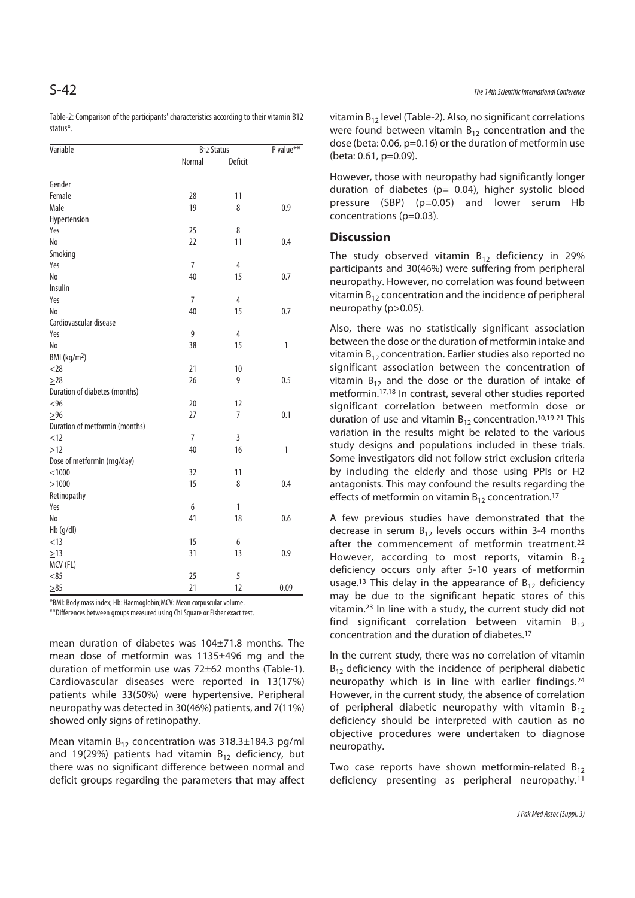Table-2: Comparison of the participants' characteristics according to their vitamin B12 status*.

| Variable | $B_{12}$ Status | | P value** |
|---|---|---|---|
| | Normal | Deficit | |
| Gender | | | |
| Female | 28 | 11 | |
| Male | 19 | 8 | 0.9 |
| Hypertension | | | |
| Yes | 25 | 8 | |
| No | 22 | 11 | 0.4 |
| Smoking | | | |
| Yes | 7 | 4 | |
| No | 40 | 15 | 0.7 |
| Insulin | | | |
| Yes | 7 | 4 | |
| No | 40 | 15 | 0.7 |
| Cardiovascular disease | | | |
| Yes | 9 | 4 | |
| No | 38 | 15 | 1 |
| BMI (kg/m$^2$) | | | |
| <28 | 21 | 10 | |
| ≥28 | 26 | 9 | 0.5 |
| Duration of diabetes (months) | | | |
| <96 | 20 | 12 | |
| ≥96 | 27 | 7 | 0.1 |
| Duration of metformin (months) | | | |
| ≤12 | 7 | 3 | |
| >12 | 40 | 16 | 1 |
| Dose of metformin (mg/day) | | | |
| ≤1000 | 32 | 11 | |
| >1000 | 15 | 8 | 0.4 |
| Retinopathy | | | |
| Yes | 6 | 1 | |
| No | 41 | 18 | 0.6 |
| Hb (g/dl) | | | |
| <13 | 15 | 6 | |
| ≥13 | 31 | 13 | 0.9 |
| MCV (FL) | | | |
| <85 | 25 | 5 | |
| ≥85 | 21 | 12 | 0.09 |

*BMI: Body mass index; Hb: Haemoglobin;MCV: Mean corpuscular volume.

**Differences between groups measured using Chi Square or Fisher exact test.

mean duration of diabetes was 104±71.8 months. The mean dose of metformin was 1135±496 mg and the duration of metformin use was 72±62 months (Table-1). Cardiovascular diseases were reported in 13(17%) patients while 33(50%) were hypertensive. Peripheral neuropathy was detected in 30(46%) patients, and 7(11%) showed only signs of retinopathy.

Mean vitamin $B_{12}$ concentration was 318.3±184.3 pg/ml and 19(29%) patients had vitamin $B_{12}$ deficiency, but there was no significant difference between normal and deficit groups regarding the parameters that may affect vitamin $B_{12}$ level (Table-2). Also, no significant correlations were found between vitamin $B_{12}$ concentration and the dose (beta: 0.06, p=0.16) or the duration of metformin use (beta: 0.61, p=0.09).

However, those with neuropathy had significantly longer duration of diabetes (p= 0.04), higher systolic blood pressure (SBP) (p=0.05) and lower serum Hb concentrations (p=0.03).

## Discussion

The study observed vitamin $B_{12}$ deficiency in 29% participants and 30(46%) were suffering from peripheral neuropathy. However, no correlation was found between vitamin $B_{12}$ concentration and the incidence of peripheral neuropathy (p>0.05).

Also, there was no statistically significant association between the dose or the duration of metformin intake and vitamin $B_{12}$ concentration. Earlier studies also reported no significant association between the concentration of vitamin $B_{12}$ and the dose or the duration of intake of metformin.[17,18] In contrast, several other studies reported significant correlation between metformin dose or duration of use and vitamin $B_{12}$ concentration.[10,19-21] This variation in the results might be related to the various study designs and populations included in these trials. Some investigators did not follow strict exclusion criteria by including the elderly and those using PPIs or H2 antagonists. This may confound the results regarding the effects of metformin on vitamin $B_{12}$ concentration.[17]

A few previous studies have demonstrated that the decrease in serum $B_{12}$ levels occurs within 3-4 months after the commencement of metformin treatment.[22] However, according to most reports, vitamin $B_{12}$ deficiency occurs only after 5-10 years of metformin usage.[13] This delay in the appearance of $B_{12}$ deficiency may be due to the significant hepatic stores of this vitamin.[23] In line with a study, the current study did not find significant correlation between vitamin $B_{12}$ concentration and the duration of diabetes.[17]

In the current study, there was no correlation of vitamin $B_{12}$ deficiency with the incidence of peripheral diabetic neuropathy which is in line with earlier findings.[24] However, in the current study, the absence of correlation of peripheral diabetic neuropathy with vitamin $B_{12}$ deficiency should be interpreted with caution as no objective procedures were undertaken to diagnose neuropathy.

Two case reports have shown metformin-related $B_{12}$ deficiency presenting as peripheral neuropathy.[11]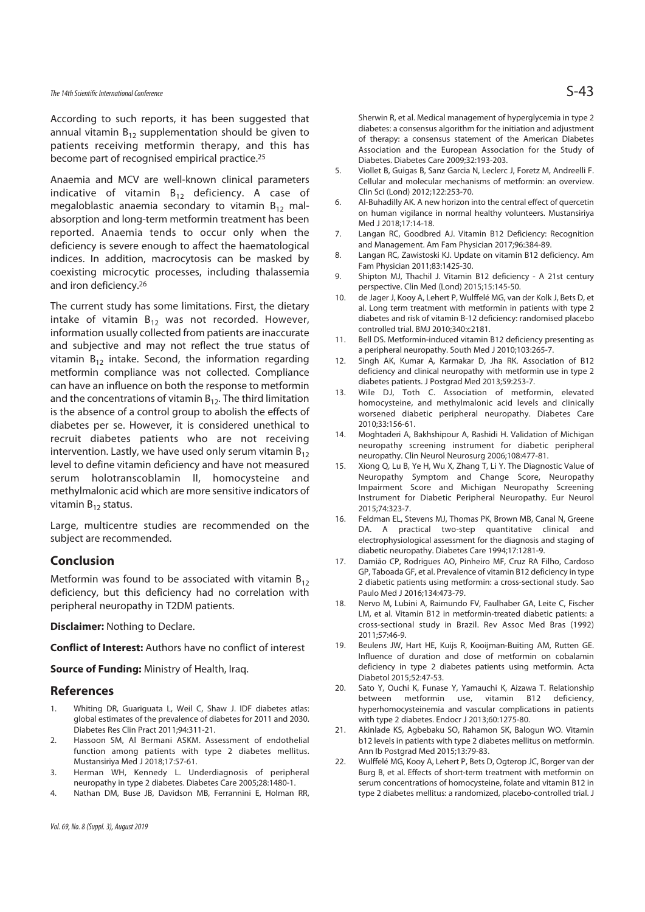According to such reports, it has been suggested that annual vitamin $B_{12}$ supplementation should be given to patients receiving metformin therapy, and this has become part of recognised empirical practice.[25]

Anaemia and MCV are well-known clinical parameters indicative of vitamin $B_{12}$ deficiency. A case of megaloblastic anaemia secondary to vitamin $B_{12}$ malabsorption and long-term metformin treatment has been reported. Anaemia tends to occur only when the deficiency is severe enough to affect the haematological indices. In addition, macrocytosis can be masked by coexisting microcytic processes, including thalassemia and iron deficiency.[26]

The current study has some limitations. First, the dietary intake of vitamin $B_{12}$ was not recorded. However, information usually collected from patients are inaccurate and subjective and may not reflect the true status of vitamin $B_{12}$ intake. Second, the information regarding metformin compliance was not collected. Compliance can have an influence on both the response to metformin and the concentrations of vitamin $B_{12}$. The third limitation is the absence of a control group to abolish the effects of diabetes per se. However, it is considered unethical to recruit diabetes patients who are not receiving intervention. Lastly, we have used only serum vitamin $B_{12}$ level to define vitamin deficiency and have not measured serum holotranscoblamin II, homocysteine and methylmalonic acid which are more sensitive indicators of vitamin $B_{12}$ status.

Large, multicentre studies are recommended on the subject are recommended.

## Conclusion

Metformin was found to be associated with vitamin $B_{12}$ deficiency, but this deficiency had no correlation with peripheral neuropathy in T2DM patients.

**Disclaimer:** Nothing to Declare.

**Conflict of Interest:** Authors have no conflict of interest

**Source of Funding:** Ministry of Health, Iraq.

## References

1. Whiting DR, Guariguata L, Weil C, Shaw J. IDF diabetes atlas: global estimates of the prevalence of diabetes for 2011 and 2030. Diabetes Res Clin Pract 2011;94:311-21.
2. Hassoon SM, Al Bermani ASKM. Assessment of endothelial function among patients with type 2 diabetes mellitus. Mustansiriya Med J 2018;17:57-61.
3. Herman WH, Kennedy L. Underdiagnosis of peripheral neuropathy in type 2 diabetes. Diabetes Care 2005;28:1480-1.
4. Nathan DM, Buse JB, Davidson MB, Ferrannini E, Holman RR, Sherwin R, et al. Medical management of hyperglycemia in type 2 diabetes: a consensus algorithm for the initiation and adjustment of therapy: a consensus statement of the American Diabetes Association and the European Association for the Study of Diabetes. Diabetes Care 2009;32:193-203.
5. Viollet B, Guigas B, Sanz Garcia N, Leclerc J, Foretz M, Andreelli F. Cellular and molecular mechanisms of metformin: an overview. Clin Sci (Lond) 2012;122:253-70.
6. Al-Buhadilly AK. A new horizon into the central effect of quercetin on human vigilance in normal healthy volunteers. Mustansiriya Med J 2018;17:14-18.
7. Langan RC, Goodbred AJ. Vitamin B12 Deficiency: Recognition and Management. Am Fam Physician 2017;96:384-89.
8. Langan RC, Zawistoski KJ. Update on vitamin B12 deficiency. Am Fam Physician 2011;83:1425-30.
9. Shipton MJ, Thachil J. Vitamin B12 deficiency - A 21st century perspective. Clin Med (Lond) 2015;15:145-50.
10. de Jager J, Kooy A, Lehert P, Wulffelé MG, van der Kolk J, Bets D, et al. Long term treatment with metformin in patients with type 2 diabetes and risk of vitamin B-12 deficiency: randomised placebo controlled trial. BMJ 2010;340:c2181.
11. Bell DS. Metformin-induced vitamin B12 deficiency presenting as a peripheral neuropathy. South Med J 2010;103:265-7.
12. Singh AK, Kumar A, Karmakar D, Jha RK. Association of B12 deficiency and clinical neuropathy with metformin use in type 2 diabetes patients. J Postgrad Med 2013;59:253-7.
13. Wile DJ, Toth C. Association of metformin, elevated homocysteine, and methylmalonic acid levels and clinically worsened diabetic peripheral neuropathy. Diabetes Care 2010;33:156-61.
14. Moghtaderi A, Bakhshipour A, Rashidi H. Validation of Michigan neuropathy screening instrument for diabetic peripheral neuropathy. Clin Neurol Neurosurg 2006;108:477-81.
15. Xiong Q, Lu B, Ye H, Wu X, Zhang T, Li Y. The Diagnostic Value of Neuropathy Symptom and Change Score, Neuropathy Impairment Score and Michigan Neuropathy Screening Instrument for Diabetic Peripheral Neuropathy. Eur Neurol 2015;74:323-7.
16. Feldman EL, Stevens MJ, Thomas PK, Brown MB, Canal N, Greene DA. A practical two-step quantitative clinical and electrophysiological assessment for the diagnosis and staging of diabetic neuropathy. Diabetes Care 1994;17:1281-9.
17. Damião CP, Rodrigues AO, Pinheiro MF, Cruz RA Filho, Cardoso GP, Taboada GF, et al. Prevalence of vitamin B12 deficiency in type 2 diabetic patients using metformin: a cross-sectional study. Sao Paulo Med J 2016;134:473-79.
18. Nervo M, Lubini A, Raimundo FV, Faulhaber GA, Leite C, Fischer LM, et al. Vitamin B12 in metformin-treated diabetic patients: a cross-sectional study in Brazil. Rev Assoc Med Bras (1992) 2011;57:46-9.
19. Beulens JW, Hart HE, Kuijs R, Kooijman-Buiting AM, Rutten GE. Influence of duration and dose of metformin on cobalamin deficiency in type 2 diabetes patients using metformin. Acta Diabetol 2015;52:47-53.
20. Sato Y, Ouchi K, Funase Y, Yamauchi K, Aizawa T. Relationship between metformin use, vitamin B12 deficiency, hyperhomocysteinemia and vascular complications in patients with type 2 diabetes. Endocr J 2013;60:1275-80.
21. Akinlade KS, Agbebaku SO, Rahamon SK, Balogun WO. Vitamin b12 levels in patients with type 2 diabetes mellitus on metformin. Ann Ib Postgrad Med 2015;13:79-83.
22. Wulffelé MG, Kooy A, Lehert P, Bets D, Ogterop JC, Borger van der Burg B, et al. Effects of short-term treatment with metformin on serum concentrations of homocysteine, folate and vitamin B12 in type 2 diabetes mellitus: a randomized, placebo-controlled trial. J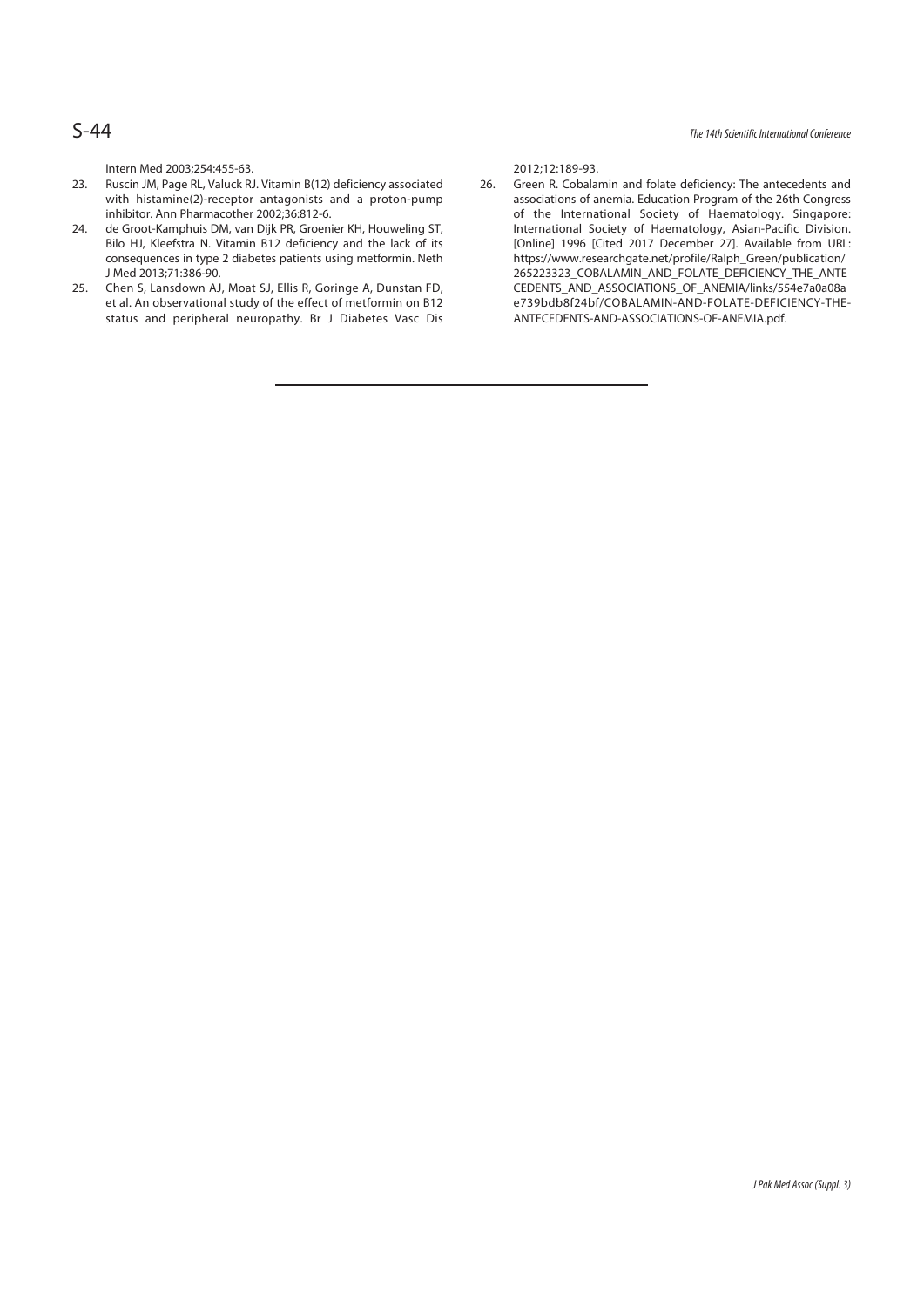Intern Med 2003;254:455-63.

23. Ruscin JM, Page RL, Valuck RJ. Vitamin B(12) deficiency associated with histamine(2)-receptor antagonists and a proton-pump inhibitor. Ann Pharmacother 2002;36:812-6.
24. de Groot-Kamphuis DM, van Dijk PR, Groenier KH, Houweling ST, Bilo HJ, Kleefstra N. Vitamin B12 deficiency and the lack of its consequences in type 2 diabetes patients using metformin. Neth J Med 2013;71:386-90.
25. Chen S, Lansdown AJ, Moat SJ, Ellis R, Goringe A, Dunstan FD, et al. An observational study of the effect of metformin on B12 status and peripheral neuropathy. Br J Diabetes Vasc Dis 2012;12:189-93.
26. Green R. Cobalamin and folate deficiency: The antecedents and associations of anemia. Education Program of the 26th Congress of the International Society of Haematology. Singapore: International Society of Haematology, Asian-Pacific Division. [Online] 1996 [Cited 2017 December 27]. Available from URL: https://www.researchgate.net/profile/Ralph_Green/publication/265223323_COBALAMIN_AND_FOLATE_DEFICIENCY_THE_ANTECEDENTS_AND_ASSOCIATIONS_OF_ANEMIA/links/554e7a0a08ae739bdb8f24bf/COBALAMIN-AND-FOLATE-DEFICIENCY-THE-ANTECEDENTS-AND-ASSOCIATIONS-OF-ANEMIA.pdf.